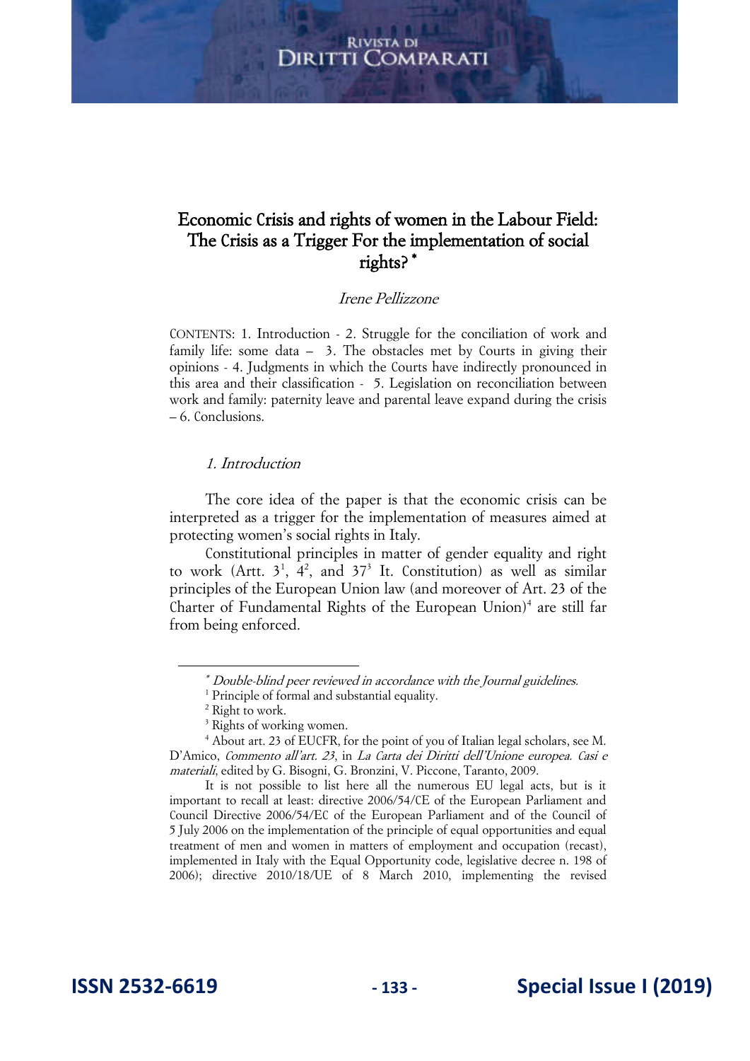# Economic Crisis and rights of women in the Labour Field: The Crisis as a Trigger For the implementation of social rights? *

*Irene Pellizzone*

CONTENTS: 1. Introduction - 2. Struggle for the conciliation of work and family life: some data – 3. The obstacles met by Courts in giving their opinions - 4. Judgments in which the Courts have indirectly pronounced in this area and their classification - 5. Legislation on reconciliation between work and family: paternity leave and parental leave expand during the crisis – 6. Conclusions.

## *1. Introduction*

The core idea of the paper is that the economic crisis can be interpreted as a trigger for the implementation of measures aimed at protecting women's social rights in Italy.

Constitutional principles in matter of gender equality and right to work (Artt. 3[1], 4[2], and 37[3] It. Constitution) as well as similar principles of the European Union law (and moreover of Art. 23 of the Charter of Fundamental Rights of the European Union)[4] are still far from being enforced.

---

\* *Double-blind peer reviewed in accordance with the Journal guidelines.*

[1] Principle of formal and substantial equality.

[2] Right to work.

[3] Rights of working women.

[4] About art. 23 of EUCFR, for the point of you of Italian legal scholars, see M. D'Amico, *Commento all'art. 23*, in *La Carta dei Diritti dell'Unione europea. Casi e materiali*, edited by G. Bisogni, G. Bronzini, V. Piccone, Taranto, 2009.

It is not possible to list here all the numerous EU legal acts, but is it important to recall at least: directive 2006/54/CE of the European Parliament and Council Directive 2006/54/EC of the European Parliament and of the Council of 5 July 2006 on the implementation of the principle of equal opportunities and equal treatment of men and women in matters of employment and occupation (recast), implemented in Italy with the Equal Opportunity code, legislative decree n. 198 of 2006); directive 2010/18/UE of 8 March 2010, implementing the revised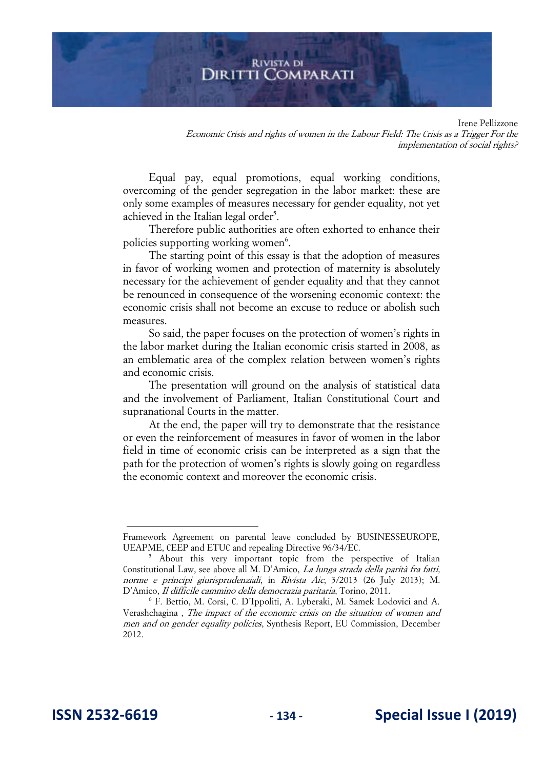Equal pay, equal promotions, equal working conditions, overcoming of the gender segregation in the labor market: these are only some examples of measures necessary for gender equality, not yet achieved in the Italian legal order[5].

Therefore public authorities are often exhorted to enhance their policies supporting working women[6].

The starting point of this essay is that the adoption of measures in favor of working women and protection of maternity is absolutely necessary for the achievement of gender equality and that they cannot be renounced in consequence of the worsening economic context: the economic crisis shall not become an excuse to reduce or abolish such measures.

So said, the paper focuses on the protection of women's rights in the labor market during the Italian economic crisis started in 2008, as an emblematic area of the complex relation between women's rights and economic crisis.

The presentation will ground on the analysis of statistical data and the involvement of Parliament, Italian Constitutional Court and supranational Courts in the matter.

At the end, the paper will try to demonstrate that the resistance or even the reinforcement of measures in favor of women in the labor field in time of economic crisis can be interpreted as a sign that the path for the protection of women's rights is slowly going on regardless the economic context and moreover the economic crisis.

---

Framework Agreement on parental leave concluded by BUSINESSEUROPE, UEAPME, CEEP and ETUC and repealing Directive 96/34/EC.

[5] About this very important topic from the perspective of Italian Constitutional Law, see above all M. D'Amico, *La lunga strada della parità fra fatti, norme e principi giurisprudenziali*, in *Rivista Aic*, 3/2013 (26 July 2013); M. D'Amico, *Il difficile cammino della democrazia paritaria*, Torino, 2011.

[6] F. Bettio, M. Corsi, C. D'Ippoliti, A. Lyberaki, M. Samek Lodovici and A. Verashchagina , *The impact of the economic crisis on the situation of women and men and on gender equality policies*, Synthesis Report, EU Commission, December 2012.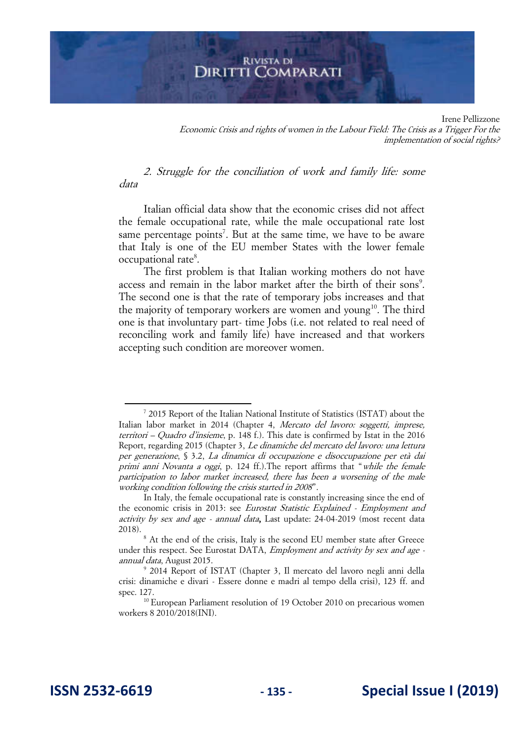## *2. Struggle for the conciliation of work and family life: some data*

Italian official data show that the economic crises did not affect the female occupational rate, while the male occupational rate lost same percentage points[7]. But at the same time, we have to be aware that Italy is one of the EU member States with the lower female occupational rate[8].

The first problem is that Italian working mothers do not have access and remain in the labor market after the birth of their sons[9]. The second one is that the rate of temporary jobs increases and that the majority of temporary workers are women and young[10]. The third one is that involuntary part- time Jobs (i.e. not related to real need of reconciling work and family life) have increased and that workers accepting such condition are moreover women.

---

[7] 2015 Report of the Italian National Institute of Statistics (ISTAT) about the Italian labor market in 2014 (Chapter 4, *Mercato del lavoro: soggetti, imprese, territori – Quadro d'insieme*, p. 148 f.). This date is confirmed by Istat in the 2016 Report, regarding 2015 (Chapter 3, *Le dinamiche del mercato del lavoro: una lettura per generazione*, § 3.2, *La dinamica di occupazione e disoccupazione per età dai primi anni Novanta a oggi*, p. 124 ff.).The report affirms that "*while the female participation to labor market increased, there has been a worsening of the male working condition following the crisis started in 2008*".

In Italy, the female occupational rate is constantly increasing since the end of the economic crisis in 2013: see *Eurostat Statistic Explained - Employment and activity by sex and age - annual data***,** Last update: 24-04-2019 (most recent data 2018).

[8] At the end of the crisis, Italy is the second EU member state after Greece under this respect. See Eurostat DATA, *Employment and activity by sex and age - annual data*, August 2015.

[9] 2014 Report of ISTAT (Chapter 3, Il mercato del lavoro negli anni della crisi: dinamiche e divari - Essere donne e madri al tempo della crisi), 123 ff. and spec. 127.

[10] European Parliament resolution of 19 October 2010 on precarious women workers 8 2010/2018(INI).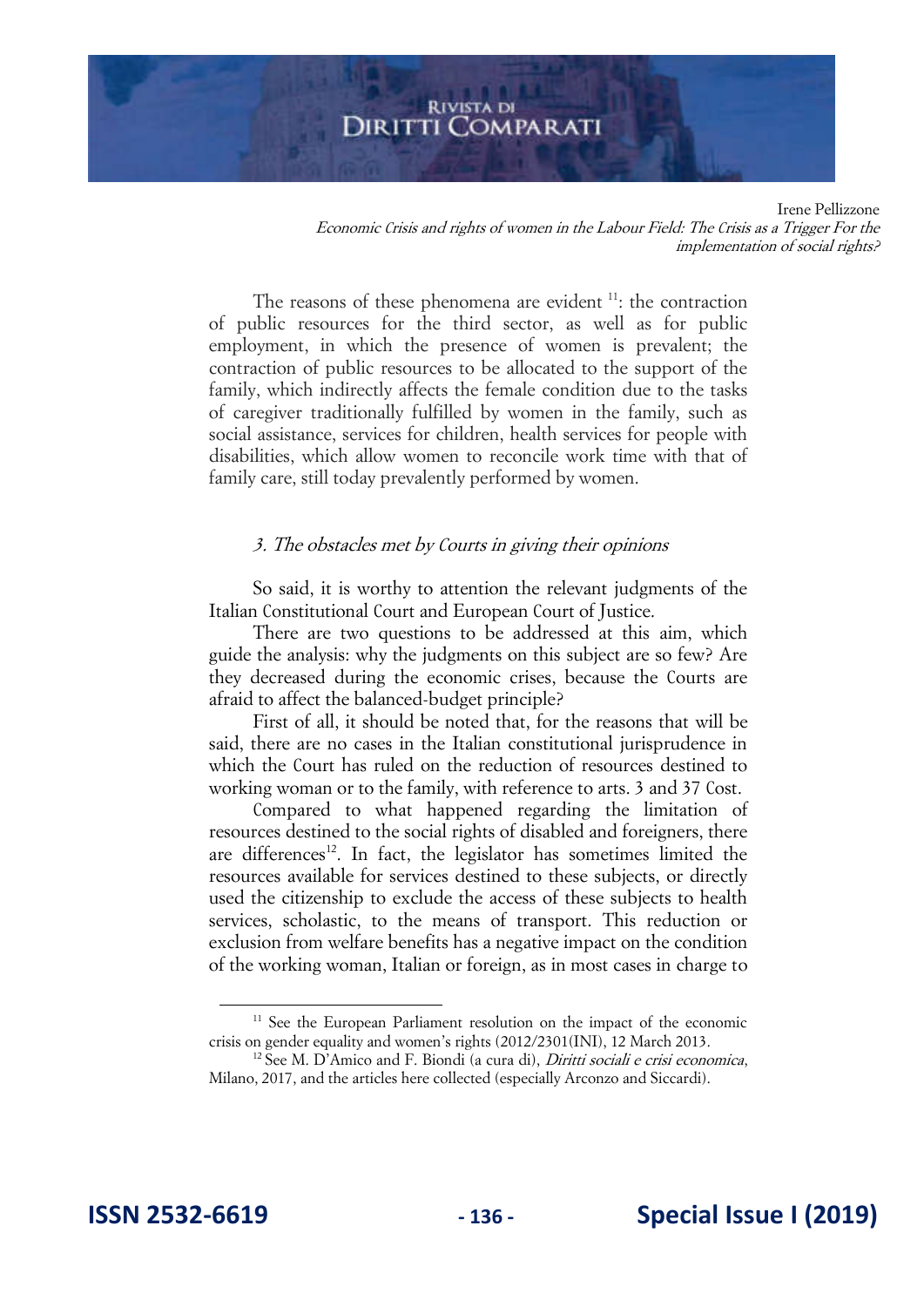The reasons of these phenomena are evident [11]: the contraction of public resources for the third sector, as well as for public employment, in which the presence of women is prevalent; the contraction of public resources to be allocated to the support of the family, which indirectly affects the female condition due to the tasks of caregiver traditionally fulfilled by women in the family, such as social assistance, services for children, health services for people with disabilities, which allow women to reconcile work time with that of family care, still today prevalently performed by women.

### *3. The obstacles met by Courts in giving their opinions*

So said, it is worthy to attention the relevant judgments of the Italian Constitutional Court and European Court of Justice.

There are two questions to be addressed at this aim, which guide the analysis: why the judgments on this subject are so few? Are they decreased during the economic crises, because the Courts are afraid to affect the balanced-budget principle?

First of all, it should be noted that, for the reasons that will be said, there are no cases in the Italian constitutional jurisprudence in which the Court has ruled on the reduction of resources destined to working woman or to the family, with reference to arts. 3 and 37 Cost.

Compared to what happened regarding the limitation of resources destined to the social rights of disabled and foreigners, there are differences[12]. In fact, the legislator has sometimes limited the resources available for services destined to these subjects, or directly used the citizenship to exclude the access of these subjects to health services, scholastic, to the means of transport. This reduction or exclusion from welfare benefits has a negative impact on the condition of the working woman, Italian or foreign, as in most cases in charge to

---

[11] See the European Parliament resolution on the impact of the economic crisis on gender equality and women's rights (2012/2301(INI), 12 March 2013.

[12] See M. D'Amico and F. Biondi (a cura di), *Diritti sociali e crisi economica*, Milano, 2017, and the articles here collected (especially Arconzo and Siccardi).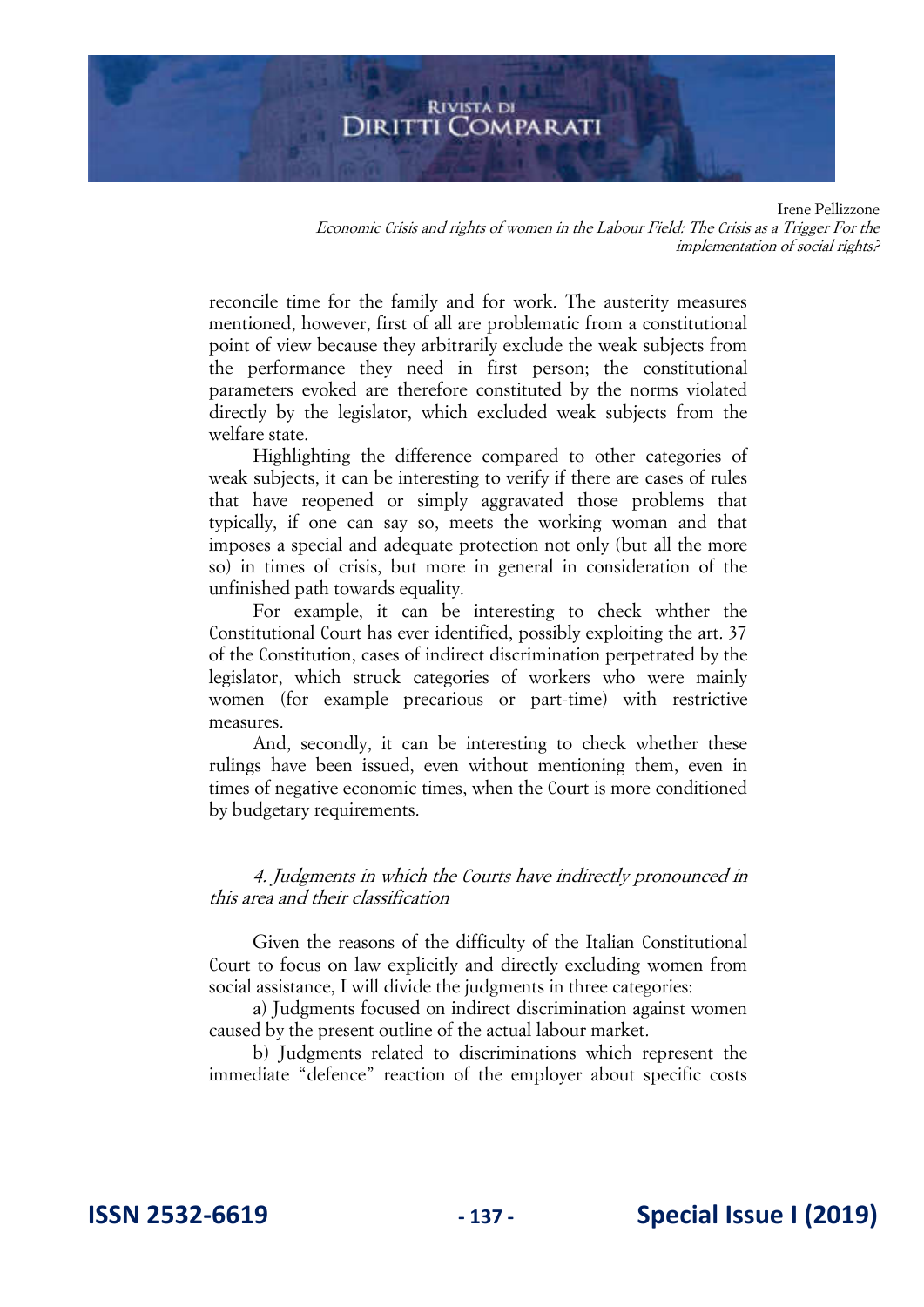reconcile time for the family and for work. The austerity measures mentioned, however, first of all are problematic from a constitutional point of view because they arbitrarily exclude the weak subjects from the performance they need in first person; the constitutional parameters evoked are therefore constituted by the norms violated directly by the legislator, which excluded weak subjects from the welfare state.

Highlighting the difference compared to other categories of weak subjects, it can be interesting to verify if there are cases of rules that have reopened or simply aggravated those problems that typically, if one can say so, meets the working woman and that imposes a special and adequate protection not only (but all the more so) in times of crisis, but more in general in consideration of the unfinished path towards equality.

For example, it can be interesting to check whther the Constitutional Court has ever identified, possibly exploiting the art. 37 of the Constitution, cases of indirect discrimination perpetrated by the legislator, which struck categories of workers who were mainly women (for example precarious or part-time) with restrictive measures.

And, secondly, it can be interesting to check whether these rulings have been issued, even without mentioning them, even in times of negative economic times, when the Court is more conditioned by budgetary requirements.

### *4. Judgments in which the Courts have indirectly pronounced in this area and their classification*

Given the reasons of the difficulty of the Italian Constitutional Court to focus on law explicitly and directly excluding women from social assistance, I will divide the judgments in three categories:

a) Judgments focused on indirect discrimination against women caused by the present outline of the actual labour market.

b) Judgments related to discriminations which represent the immediate "defence" reaction of the employer about specific costs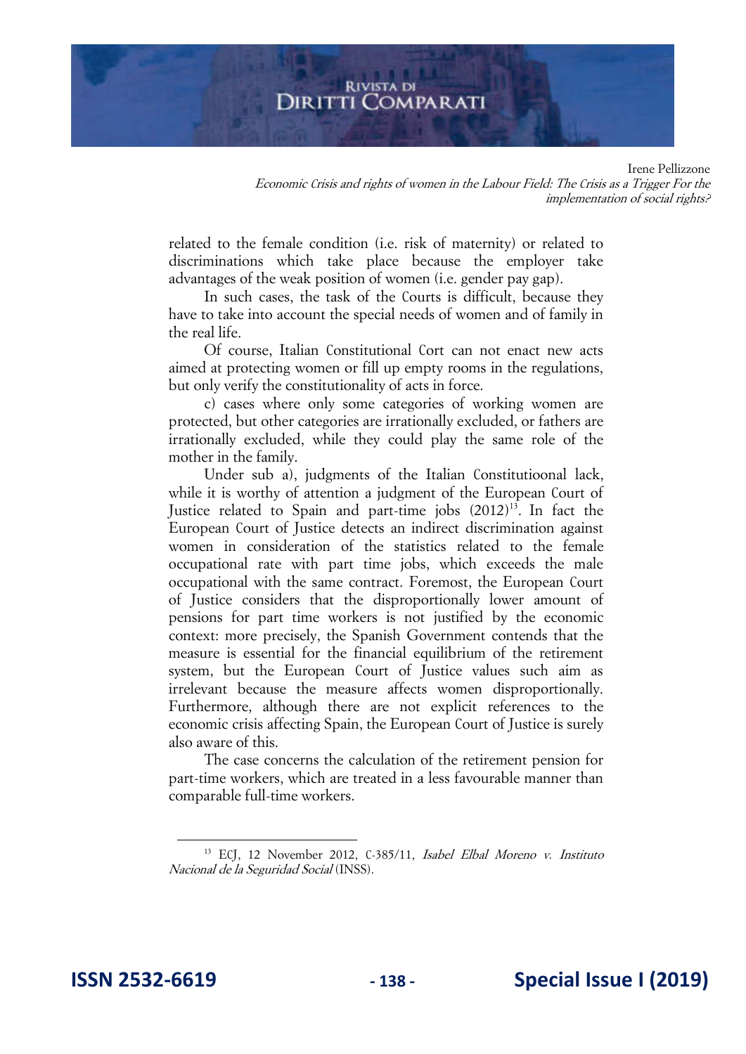related to the female condition (i.e. risk of maternity) or related to discriminations which take place because the employer take advantages of the weak position of women (i.e. gender pay gap).

In such cases, the task of the Courts is difficult, because they have to take into account the special needs of women and of family in the real life.

Of course, Italian Constitutional Cort can not enact new acts aimed at protecting women or fill up empty rooms in the regulations, but only verify the constitutionality of acts in force.

c) cases where only some categories of working women are protected, but other categories are irrationally excluded, or fathers are irrationally excluded, while they could play the same role of the mother in the family.

Under sub a), judgments of the Italian Constitutioonal lack, while it is worthy of attention a judgment of the European Court of Justice related to Spain and part-time jobs (2012)[13]. In fact the European Court of Justice detects an indirect discrimination against women in consideration of the statistics related to the female occupational rate with part time jobs, which exceeds the male occupational with the same contract. Foremost, the European Court of Justice considers that the disproportionally lower amount of pensions for part time workers is not justified by the economic context: more precisely, the Spanish Government contends that the measure is essential for the financial equilibrium of the retirement system, but the European Court of Justice values such aim as irrelevant because the measure affects women disproportionally. Furthermore, although there are not explicit references to the economic crisis affecting Spain, the European Court of Justice is surely also aware of this.

The case concerns the calculation of the retirement pension for part-time workers, which are treated in a less favourable manner than comparable full-time workers.

---

[13] ECJ, 12 November 2012, C-385/11, *Isabel Elbal Moreno v. Instituto Nacional de la Seguridad Social* (INSS).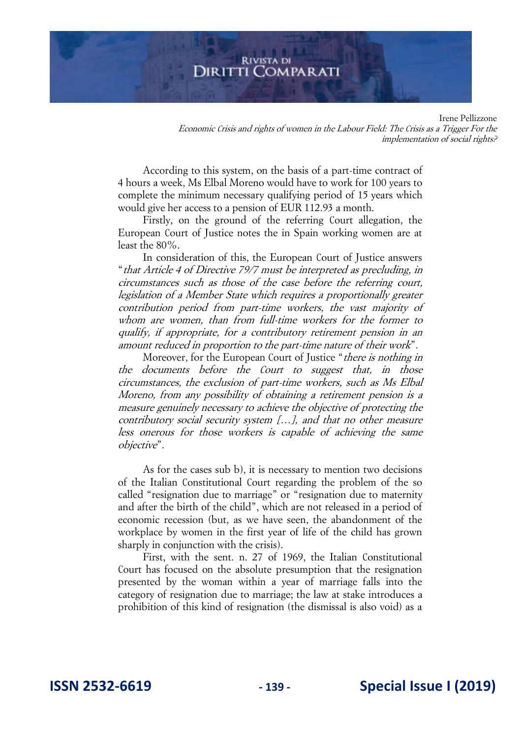According to this system, on the basis of a part-time contract of 4 hours a week, Ms Elbal Moreno would have to work for 100 years to complete the minimum necessary qualifying period of 15 years which would give her access to a pension of EUR 112.93 a month.

Firstly, on the ground of the referring Court allegation, the European Court of Justice notes the in Spain working women are at least the 80%.

In consideration of this, the European Court of Justice answers "*that Article 4 of Directive 79/7 must be interpreted as precluding, in circumstances such as those of the case before the referring court, legislation of a Member State which requires a proportionally greater contribution period from part-time workers, the vast majority of whom are women, than from full-time workers for the former to qualify, if appropriate, for a contributory retirement pension in an amount reduced in proportion to the part-time nature of their work*".

Moreover, for the European Court of Justice "*there is nothing in the documents before the Court to suggest that, in those circumstances, the exclusion of part-time workers, such as Ms Elbal Moreno, from any possibility of obtaining a retirement pension is a measure genuinely necessary to achieve the objective of protecting the contributory social security system […], and that no other measure less onerous for those workers is capable of achieving the same objective*".

As for the cases sub b), it is necessary to mention two decisions of the Italian Constitutional Court regarding the problem of the so called "resignation due to marriage" or "resignation due to maternity and after the birth of the child", which are not released in a period of economic recession (but, as we have seen, the abandonment of the workplace by women in the first year of life of the child has grown sharply in conjunction with the crisis).

First, with the sent. n. 27 of 1969, the Italian Constitutional Court has focused on the absolute presumption that the resignation presented by the woman within a year of marriage falls into the category of resignation due to marriage; the law at stake introduces a prohibition of this kind of resignation (the dismissal is also void) as a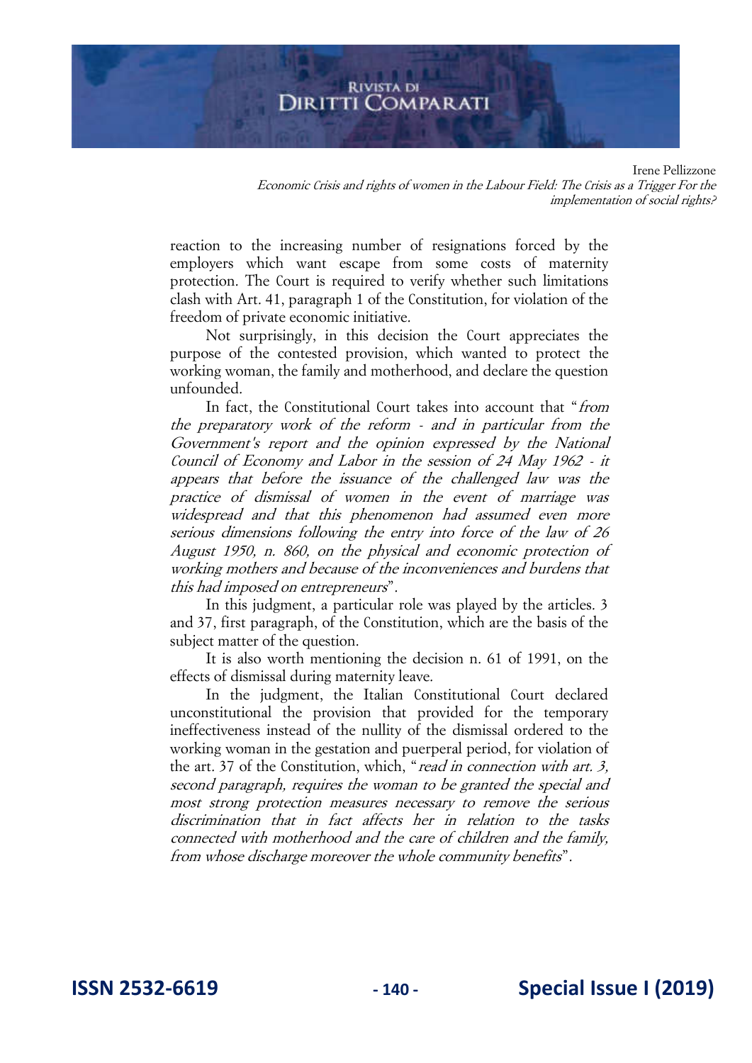reaction to the increasing number of resignations forced by the employers which want escape from some costs of maternity protection. The Court is required to verify whether such limitations clash with Art. 41, paragraph 1 of the Constitution, for violation of the freedom of private economic initiative.

Not surprisingly, in this decision the Court appreciates the purpose of the contested provision, which wanted to protect the working woman, the family and motherhood, and declare the question unfounded.

In fact, the Constitutional Court takes into account that "*from the preparatory work of the reform - and in particular from the Government's report and the opinion expressed by the National Council of Economy and Labor in the session of 24 May 1962 - it appears that before the issuance of the challenged law was the practice of dismissal of women in the event of marriage was widespread and that this phenomenon had assumed even more serious dimensions following the entry into force of the law of 26 August 1950, n. 860, on the physical and economic protection of working mothers and because of the inconveniences and burdens that this had imposed on entrepreneurs*".

In this judgment, a particular role was played by the articles. 3 and 37, first paragraph, of the Constitution, which are the basis of the subject matter of the question.

It is also worth mentioning the decision n. 61 of 1991, on the effects of dismissal during maternity leave.

In the judgment, the Italian Constitutional Court declared unconstitutional the provision that provided for the temporary ineffectiveness instead of the nullity of the dismissal ordered to the working woman in the gestation and puerperal period, for violation of the art. 37 of the Constitution, which, "*read in connection with art. 3, second paragraph, requires the woman to be granted the special and most strong protection measures necessary to remove the serious discrimination that in fact affects her in relation to the tasks connected with motherhood and the care of children and the family, from whose discharge moreover the whole community benefits*".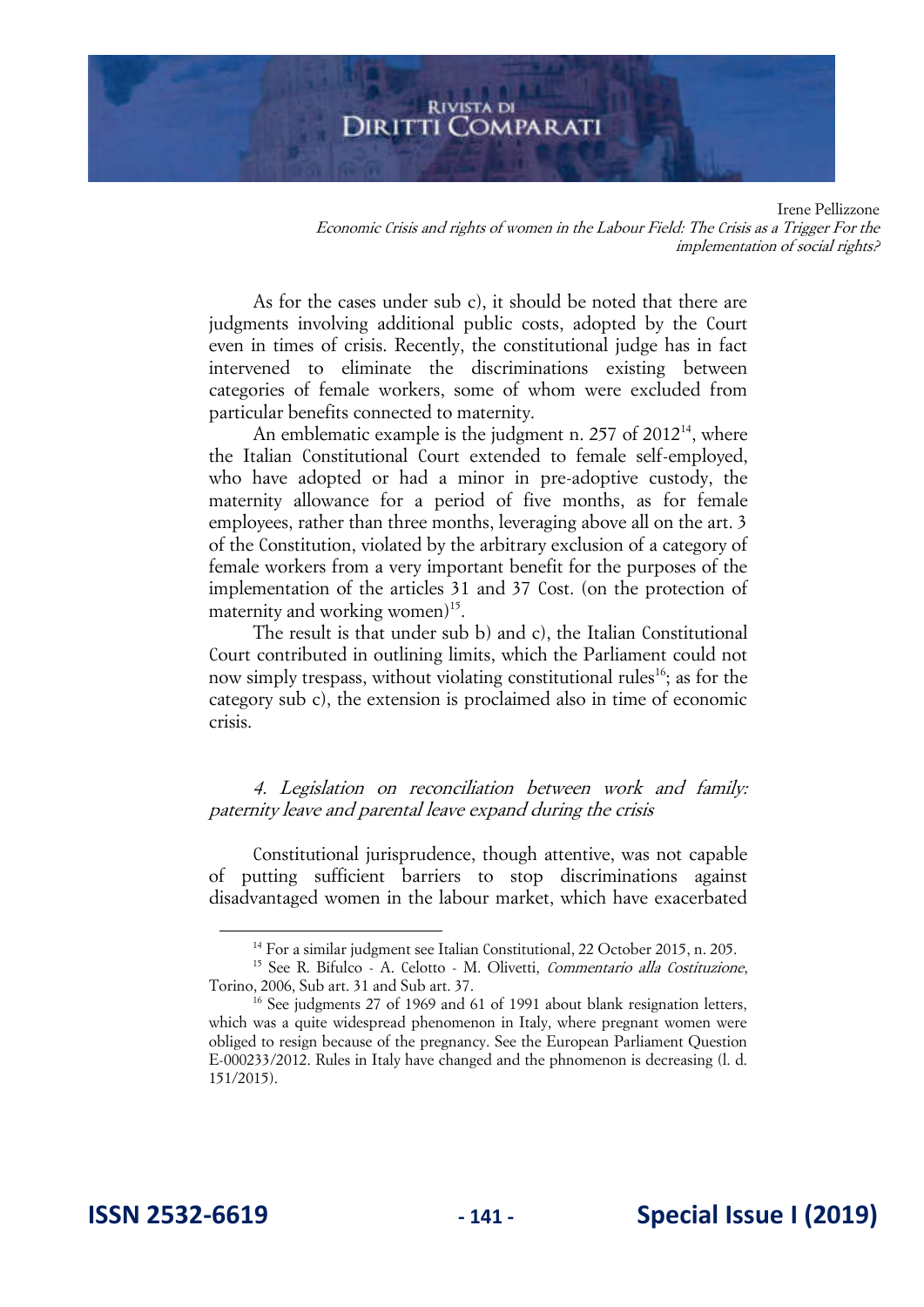As for the cases under sub c), it should be noted that there are judgments involving additional public costs, adopted by the Court even in times of crisis. Recently, the constitutional judge has in fact intervened to eliminate the discriminations existing between categories of female workers, some of whom were excluded from particular benefits connected to maternity.

An emblematic example is the judgment n. 257 of 2012[14], where the Italian Constitutional Court extended to female self-employed, who have adopted or had a minor in pre-adoptive custody, the maternity allowance for a period of five months, as for female employees, rather than three months, leveraging above all on the art. 3 of the Constitution, violated by the arbitrary exclusion of a category of female workers from a very important benefit for the purposes of the implementation of the articles 31 and 37 Cost. (on the protection of maternity and working women)[15].

The result is that under sub b) and c), the Italian Constitutional Court contributed in outlining limits, which the Parliament could not now simply trespass, without violating constitutional rules[16]; as for the category sub c), the extension is proclaimed also in time of economic crisis.

### *4. Legislation on reconciliation between work and family: paternity leave and parental leave expand during the crisis*

Constitutional jurisprudence, though attentive, was not capable of putting sufficient barriers to stop discriminations against disadvantaged women in the labour market, which have exacerbated

---

[14] For a similar judgment see Italian Constitutional, 22 October 2015, n. 205.

[15] See R. Bifulco - A. Celotto - M. Olivetti, *Commentario alla Costituzione*, Torino, 2006, Sub art. 31 and Sub art. 37.

[16] See judgments 27 of 1969 and 61 of 1991 about blank resignation letters, which was a quite widespread phenomenon in Italy, where pregnant women were obliged to resign because of the pregnancy. See the European Parliament Question E-000233/2012. Rules in Italy have changed and the phnomenon is decreasing (l. d. 151/2015).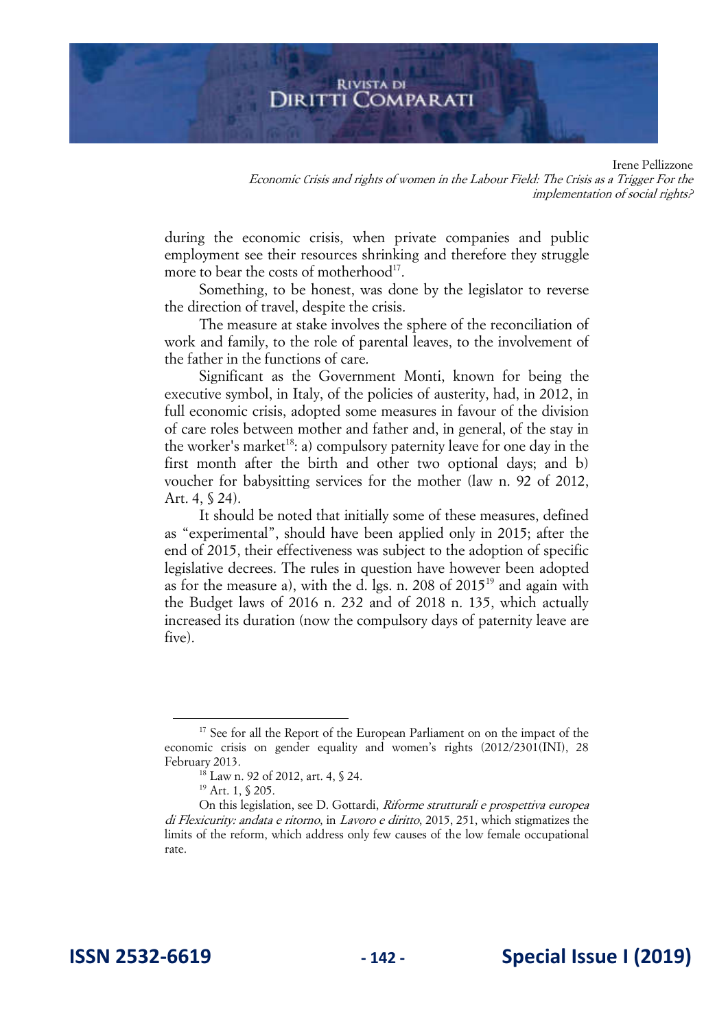during the economic crisis, when private companies and public employment see their resources shrinking and therefore they struggle more to bear the costs of motherhood[17].

Something, to be honest, was done by the legislator to reverse the direction of travel, despite the crisis.

The measure at stake involves the sphere of the reconciliation of work and family, to the role of parental leaves, to the involvement of the father in the functions of care.

Significant as the Government Monti, known for being the executive symbol, in Italy, of the policies of austerity, had, in 2012, in full economic crisis, adopted some measures in favour of the division of care roles between mother and father and, in general, of the stay in the worker's market[18]: a) compulsory paternity leave for one day in the first month after the birth and other two optional days; and b) voucher for babysitting services for the mother (law n. 92 of 2012, Art. 4, § 24).

It should be noted that initially some of these measures, defined as "experimental", should have been applied only in 2015; after the end of 2015, their effectiveness was subject to the adoption of specific legislative decrees. The rules in question have however been adopted as for the measure a), with the d. lgs. n. 208 of 2015[19] and again with the Budget laws of 2016 n. 232 and of 2018 n. 135, which actually increased its duration (now the compulsory days of paternity leave are five).

---

[17] See for all the Report of the European Parliament on on the impact of the economic crisis on gender equality and women's rights (2012/2301(INI), 28 February 2013.

[18] Law n. 92 of 2012, art. 4, § 24.

[19] Art. 1, § 205.

On this legislation, see D. Gottardi, *Riforme strutturali e prospettiva europea di Flexicurity: andata e ritorno*, in *Lavoro e diritto*, 2015, 251, which stigmatizes the limits of the reform, which address only few causes of the low female occupational rate.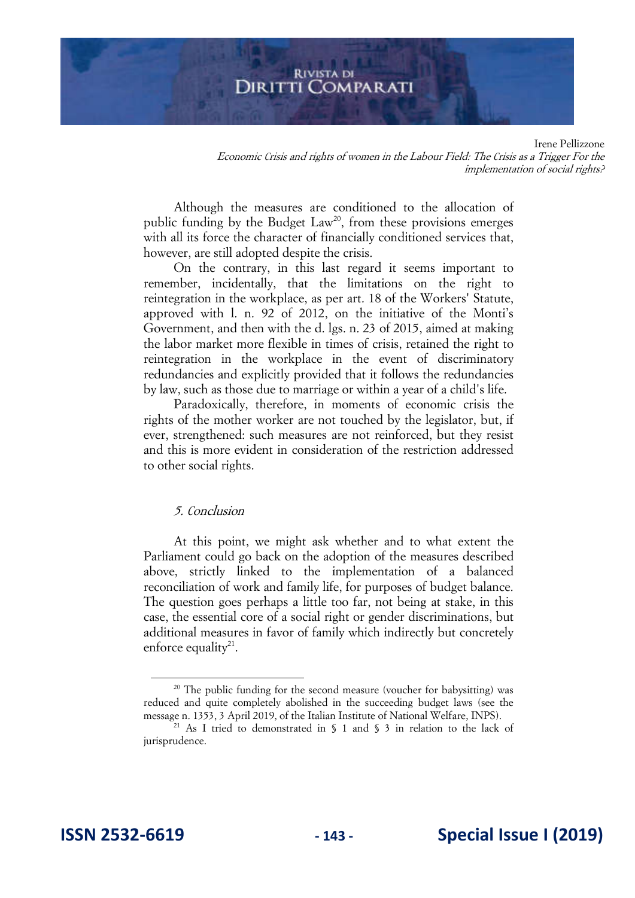Although the measures are conditioned to the allocation of public funding by the Budget Law[20], from these provisions emerges with all its force the character of financially conditioned services that, however, are still adopted despite the crisis.

On the contrary, in this last regard it seems important to remember, incidentally, that the limitations on the right to reintegration in the workplace, as per art. 18 of the Workers' Statute, approved with l. n. 92 of 2012, on the initiative of the Monti's Government, and then with the d. lgs. n. 23 of 2015, aimed at making the labor market more flexible in times of crisis, retained the right to reintegration in the workplace in the event of discriminatory redundancies and explicitly provided that it follows the redundancies by law, such as those due to marriage or within a year of a child's life.

Paradoxically, therefore, in moments of economic crisis the rights of the mother worker are not touched by the legislator, but, if ever, strengthened: such measures are not reinforced, but they resist and this is more evident in consideration of the restriction addressed to other social rights.

## *5. Conclusion*

At this point, we might ask whether and to what extent the Parliament could go back on the adoption of the measures described above, strictly linked to the implementation of a balanced reconciliation of work and family life, for purposes of budget balance. The question goes perhaps a little too far, not being at stake, in this case, the essential core of a social right or gender discriminations, but additional measures in favor of family which indirectly but concretely enforce equality[21].

---

[20] The public funding for the second measure (voucher for babysitting) was reduced and quite completely abolished in the succeeding budget laws (see the message n. 1353, 3 April 2019, of the Italian Institute of National Welfare, INPS).

[21] As I tried to demonstrated in § 1 and § 3 in relation to the lack of jurisprudence.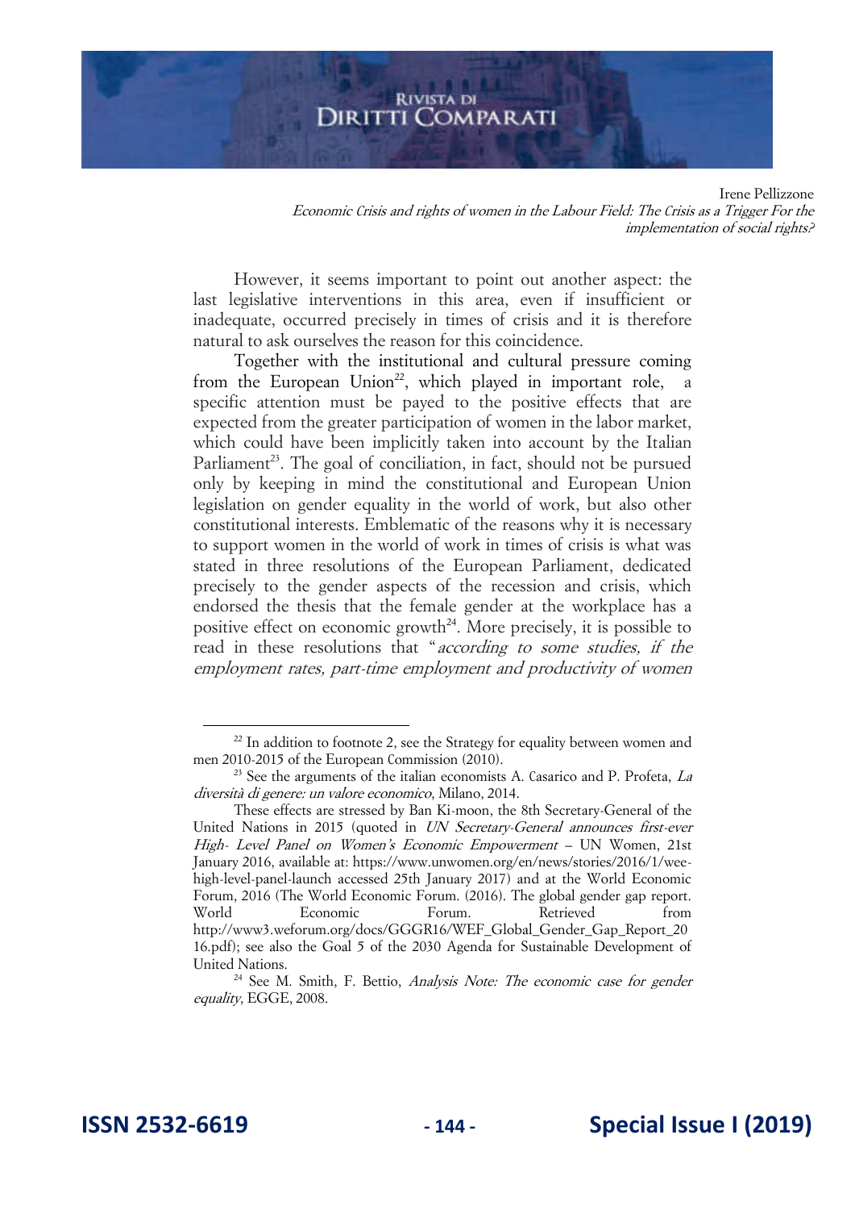However, it seems important to point out another aspect: the last legislative interventions in this area, even if insufficient or inadequate, occurred precisely in times of crisis and it is therefore natural to ask ourselves the reason for this coincidence.

Together with the institutional and cultural pressure coming from the European Union[22], which played in important role, a specific attention must be payed to the positive effects that are expected from the greater participation of women in the labor market, which could have been implicitly taken into account by the Italian Parliament[23]. The goal of conciliation, in fact, should not be pursued only by keeping in mind the constitutional and European Union legislation on gender equality in the world of work, but also other constitutional interests. Emblematic of the reasons why it is necessary to support women in the world of work in times of crisis is what was stated in three resolutions of the European Parliament, dedicated precisely to the gender aspects of the recession and crisis, which endorsed the thesis that the female gender at the workplace has a positive effect on economic growth[24]. More precisely, it is possible to read in these resolutions that "*according to some studies, if the employment rates, part-time employment and productivity of women*

---

[22] In addition to footnote 2, see the Strategy for equality between women and men 2010-2015 of the European Commission (2010).

[23] See the arguments of the italian economists A. Casarico and P. Profeta, *La diversità di genere: un valore economico*, Milano, 2014.

These effects are stressed by Ban Ki-moon, the 8th Secretary-General of the United Nations in 2015 (quoted in *UN Secretary-General announces first-ever High- Level Panel on Women's Economic Empowerment* – UN Women, 21st January 2016, available at: https://www.unwomen.org/en/news/stories/2016/1/wee-high-level-panel-launch accessed 25th January 2017) and at the World Economic Forum, 2016 (The World Economic Forum. (2016). The global gender gap report. World Economic Forum. Retrieved from http://www3.weforum.org/docs/GGGR16/WEF_Global_Gender_Gap_Report_2016.pdf); see also the Goal 5 of the 2030 Agenda for Sustainable Development of United Nations.

[24] See M. Smith, F. Bettio, *Analysis Note: The economic case for gender equality*, EGGE, 2008.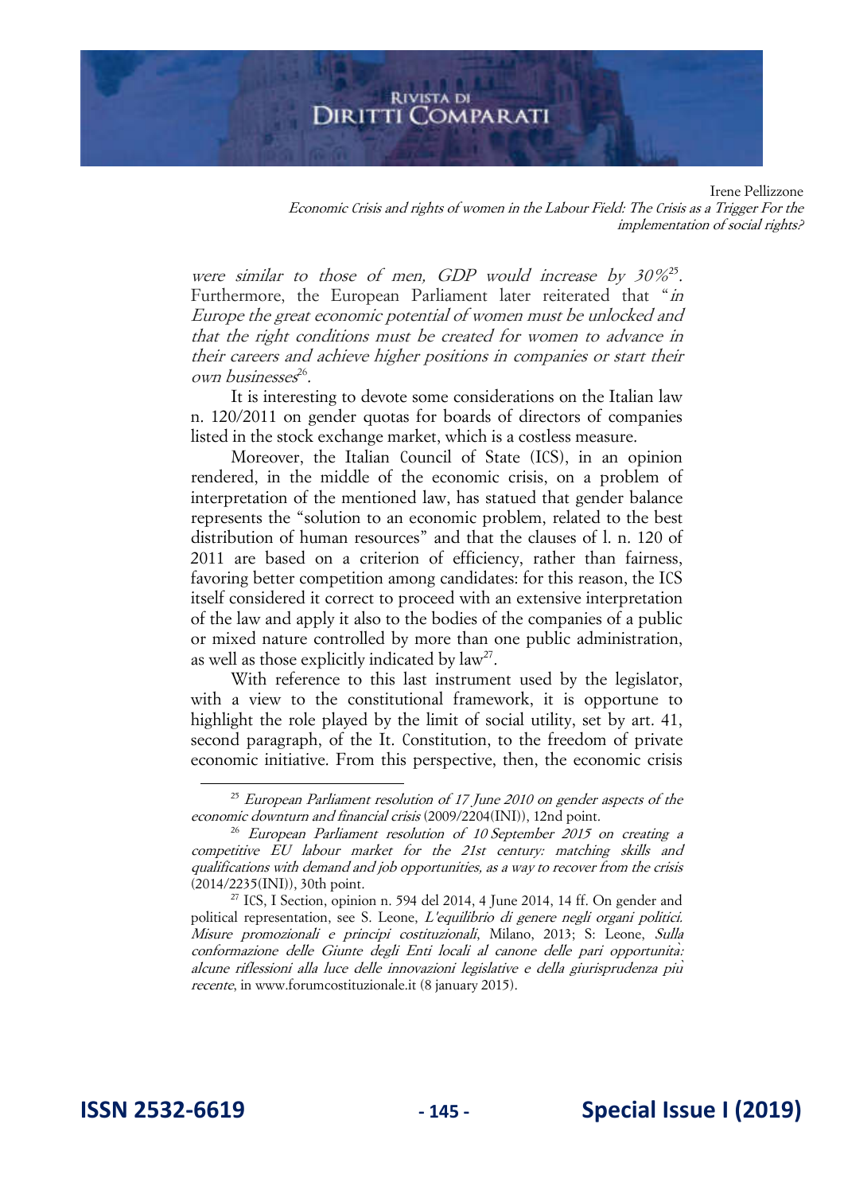*were similar to those of men, GDP would increase by 30%*[25]. Furthermore, the European Parliament later reiterated that "*in Europe the great economic potential of women must be unlocked and that the right conditions must be created for women to advance in their careers and achieve higher positions in companies or start their own businesses*[26].

It is interesting to devote some considerations on the Italian law n. 120/2011 on gender quotas for boards of directors of companies listed in the stock exchange market, which is a costless measure.

Moreover, the Italian Council of State (ICS), in an opinion rendered, in the middle of the economic crisis, on a problem of interpretation of the mentioned law, has statued that gender balance represents the "solution to an economic problem, related to the best distribution of human resources" and that the clauses of l. n. 120 of 2011 are based on a criterion of efficiency, rather than fairness, favoring better competition among candidates: for this reason, the ICS itself considered it correct to proceed with an extensive interpretation of the law and apply it also to the bodies of the companies of a public or mixed nature controlled by more than one public administration, as well as those explicitly indicated by law[27].

With reference to this last instrument used by the legislator, with a view to the constitutional framework, it is opportune to highlight the role played by the limit of social utility, set by art. 41, second paragraph, of the It. Constitution, to the freedom of private economic initiative. From this perspective, then, the economic crisis

---

[25] *European Parliament resolution of 17 June 2010 on gender aspects of the economic downturn and financial crisis* (2009/2204(INI)), 12nd point.

[26] *European Parliament resolution of 10 September 2015 on creating a competitive EU labour market for the 21st century: matching skills and qualifications with demand and job opportunities, as a way to recover from the crisis* (2014/2235(INI)), 30th point.

[27] ICS, I Section, opinion n. 594 del 2014, 4 June 2014, 14 ff. On gender and political representation, see S. Leone, *L'equilibrio di genere negli organi politici. Misure promozionali e principi costituzionali*, Milano, 2013; S: Leone, *Sulla conformazione delle Giunte degli Enti locali al canone delle pari opportunità: alcune riflessioni alla luce delle innovazioni legislative e della giurisprudenza più recente*, in www.forumcostituzionale.it (8 january 2015).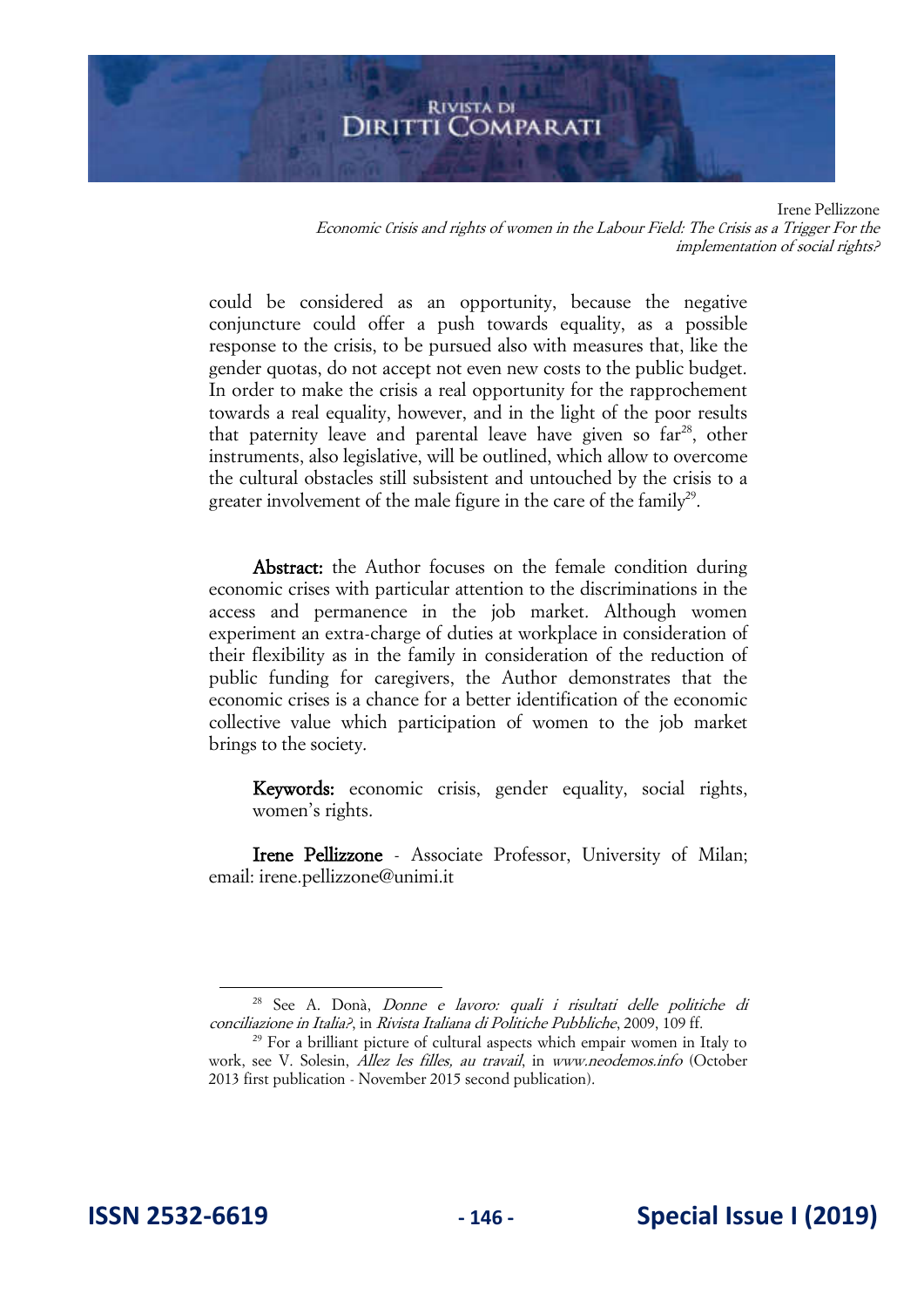could be considered as an opportunity, because the negative conjuncture could offer a push towards equality, as a possible response to the crisis, to be pursued also with measures that, like the gender quotas, do not accept not even new costs to the public budget. In order to make the crisis a real opportunity for the rapprochement towards a real equality, however, and in the light of the poor results that paternity leave and parental leave have given so far[28], other instruments, also legislative, will be outlined, which allow to overcome the cultural obstacles still subsistent and untouched by the crisis to a greater involvement of the male figure in the care of the family[29].

**Abstract:** the Author focuses on the female condition during economic crises with particular attention to the discriminations in the access and permanence in the job market. Although women experiment an extra-charge of duties at workplace in consideration of their flexibility as in the family in consideration of the reduction of public funding for caregivers, the Author demonstrates that the economic crises is a chance for a better identification of the economic collective value which participation of women to the job market brings to the society.

**Keywords:** economic crisis, gender equality, social rights, women's rights.

**Irene Pellizzone** - Associate Professor, University of Milan; email: irene.pellizzone@unimi.it

---

[28] See A. Donà, *Donne e lavoro: quali i risultati delle politiche di conciliazione in Italia?*, in *Rivista Italiana di Politiche Pubbliche*, 2009, 109 ff.

[29] For a brilliant picture of cultural aspects which empair women in Italy to work, see V. Solesin, *Allez les filles, au travail*, in *www.neodemos.info* (October 2013 first publication - November 2015 second publication).